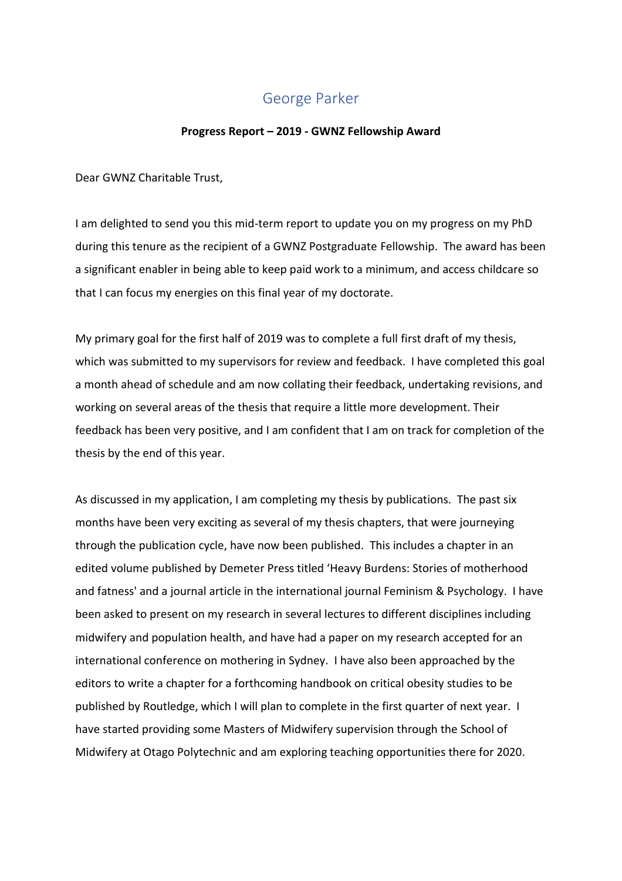# George Parker

**Progress Report – 2019 - GWNZ Fellowship Award**

Dear GWNZ Charitable Trust,

I am delighted to send you this mid-term report to update you on my progress on my PhD during this tenure as the recipient of a GWNZ Postgraduate Fellowship. The award has been a significant enabler in being able to keep paid work to a minimum, and access childcare so that I can focus my energies on this final year of my doctorate.

My primary goal for the first half of 2019 was to complete a full first draft of my thesis, which was submitted to my supervisors for review and feedback. I have completed this goal a month ahead of schedule and am now collating their feedback, undertaking revisions, and working on several areas of the thesis that require a little more development. Their feedback has been very positive, and I am confident that I am on track for completion of the thesis by the end of this year.

As discussed in my application, I am completing my thesis by publications. The past six months have been very exciting as several of my thesis chapters, that were journeying through the publication cycle, have now been published. This includes a chapter in an edited volume published by Demeter Press titled 'Heavy Burdens: Stories of motherhood and fatness' and a journal article in the international journal Feminism & Psychology. I have been asked to present on my research in several lectures to different disciplines including midwifery and population health, and have had a paper on my research accepted for an international conference on mothering in Sydney. I have also been approached by the editors to write a chapter for a forthcoming handbook on critical obesity studies to be published by Routledge, which I will plan to complete in the first quarter of next year. I have started providing some Masters of Midwifery supervision through the School of Midwifery at Otago Polytechnic and am exploring teaching opportunities there for 2020.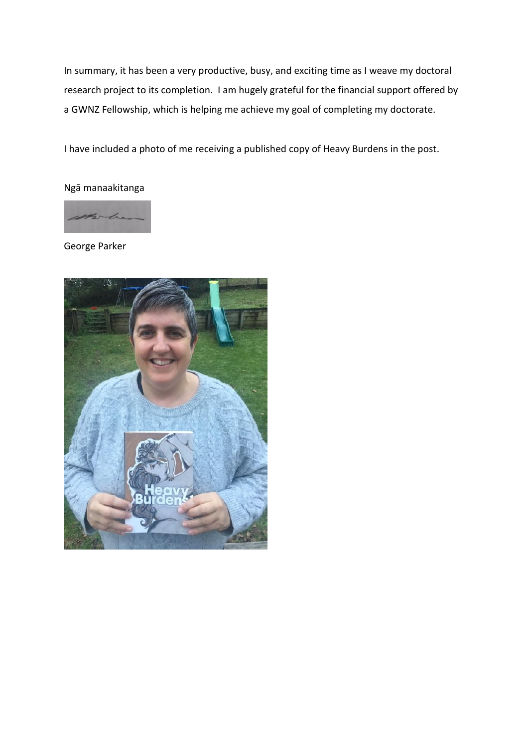In summary, it has been a very productive, busy, and exciting time as I weave my doctoral research project to its completion. I am hugely grateful for the financial support offered by a GWNZ Fellowship, which is helping me achieve my goal of completing my doctorate.

I have included a photo of me receiving a published copy of Heavy Burdens in the post.

Ngā manaakitanga

George Parker